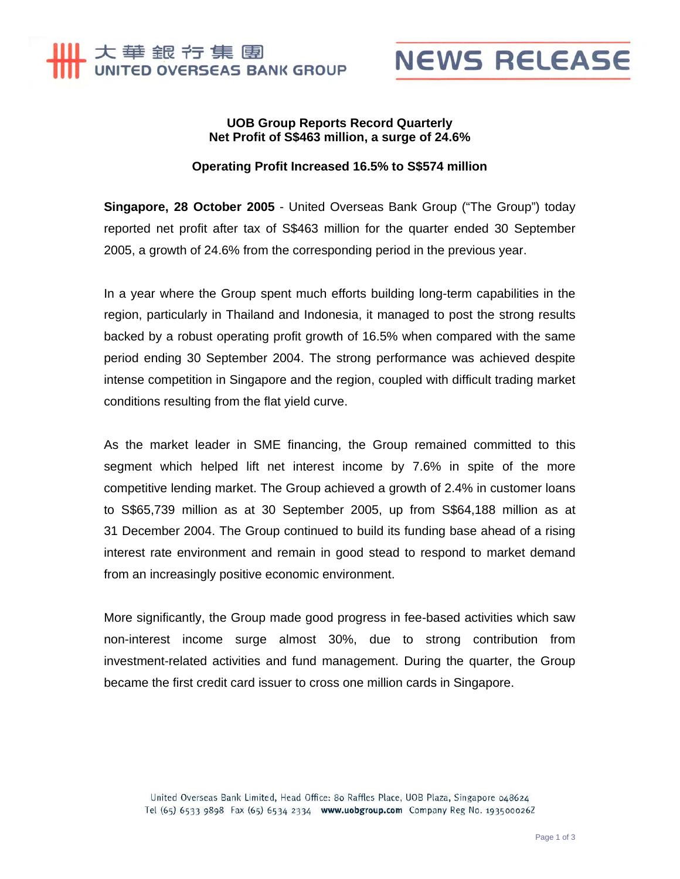大華銀行集團
UNITED OVERSEAS BANK GROUP

# NEWS RELEASE

## UOB Group Reports Record Quarterly Net Profit of S$463 million, a surge of 24.6%

### Operating Profit Increased 16.5% to S$574 million

**Singapore, 28 October 2005** - United Overseas Bank Group ("The Group") today reported net profit after tax of S$463 million for the quarter ended 30 September 2005, a growth of 24.6% from the corresponding period in the previous year.

In a year where the Group spent much efforts building long-term capabilities in the region, particularly in Thailand and Indonesia, it managed to post the strong results backed by a robust operating profit growth of 16.5% when compared with the same period ending 30 September 2004. The strong performance was achieved despite intense competition in Singapore and the region, coupled with difficult trading market conditions resulting from the flat yield curve.

As the market leader in SME financing, the Group remained committed to this segment which helped lift net interest income by 7.6% in spite of the more competitive lending market. The Group achieved a growth of 2.4% in customer loans to S$65,739 million as at 30 September 2005, up from S$64,188 million as at 31 December 2004. The Group continued to build its funding base ahead of a rising interest rate environment and remain in good stead to respond to market demand from an increasingly positive economic environment.

More significantly, the Group made good progress in fee-based activities which saw non-interest income surge almost 30%, due to strong contribution from investment-related activities and fund management. During the quarter, the Group became the first credit card issuer to cross one million cards in Singapore.

United Overseas Bank Limited, Head Office: 80 Raffles Place, UOB Plaza, Singapore 048624
Tel (65) 6533 9898 Fax (65) 6534 2334 **www.uobgroup.com** Company Reg No. 193500026Z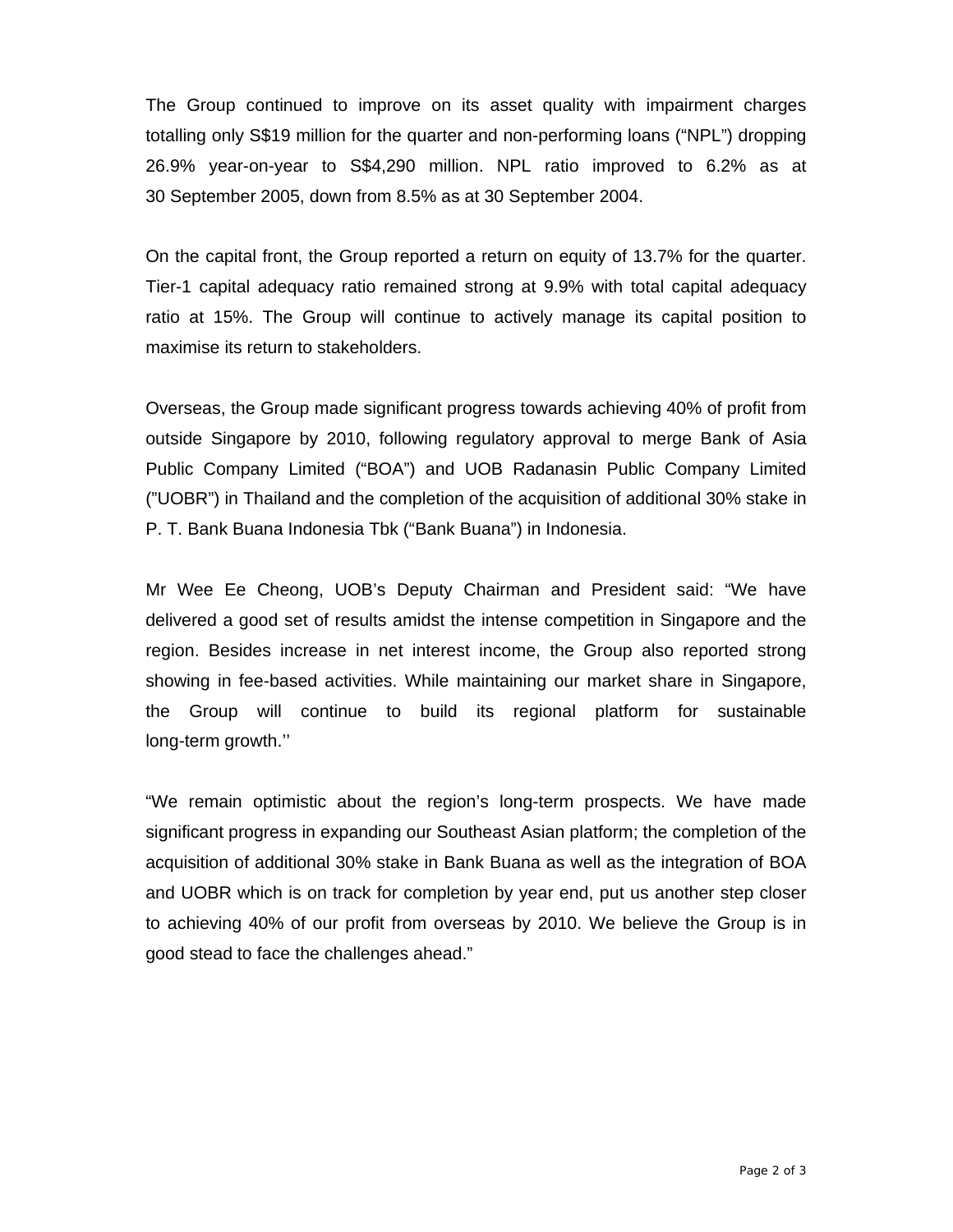The Group continued to improve on its asset quality with impairment charges totalling only S$19 million for the quarter and non-performing loans ("NPL") dropping 26.9% year-on-year to S$4,290 million. NPL ratio improved to 6.2% as at 30 September 2005, down from 8.5% as at 30 September 2004.

On the capital front, the Group reported a return on equity of 13.7% for the quarter. Tier-1 capital adequacy ratio remained strong at 9.9% with total capital adequacy ratio at 15%. The Group will continue to actively manage its capital position to maximise its return to stakeholders.

Overseas, the Group made significant progress towards achieving 40% of profit from outside Singapore by 2010, following regulatory approval to merge Bank of Asia Public Company Limited ("BOA") and UOB Radanasin Public Company Limited ("UOBR") in Thailand and the completion of the acquisition of additional 30% stake in P. T. Bank Buana Indonesia Tbk ("Bank Buana") in Indonesia.

Mr Wee Ee Cheong, UOB's Deputy Chairman and President said: "We have delivered a good set of results amidst the intense competition in Singapore and the region. Besides increase in net interest income, the Group also reported strong showing in fee-based activities. While maintaining our market share in Singapore, the Group will continue to build its regional platform for sustainable long-term growth.''

"We remain optimistic about the region's long-term prospects. We have made significant progress in expanding our Southeast Asian platform; the completion of the acquisition of additional 30% stake in Bank Buana as well as the integration of BOA and UOBR which is on track for completion by year end, put us another step closer to achieving 40% of our profit from overseas by 2010. We believe the Group is in good stead to face the challenges ahead."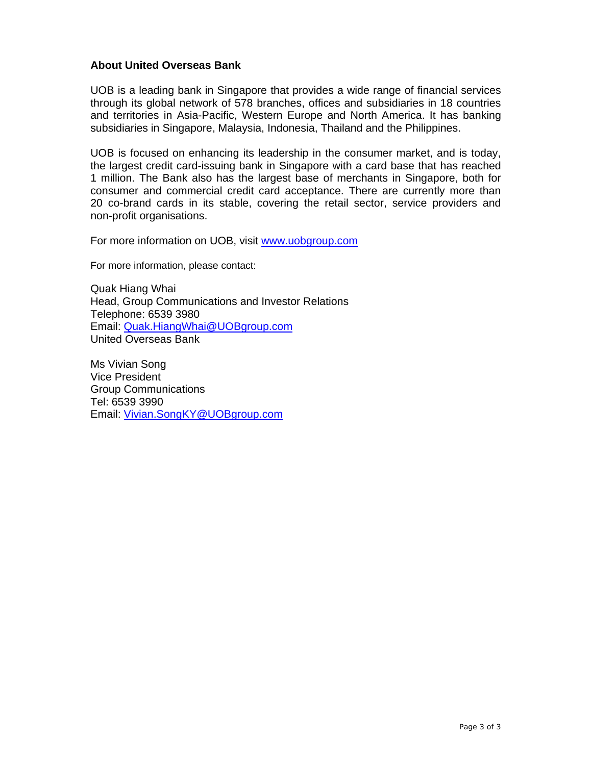**About United Overseas Bank**

UOB is a leading bank in Singapore that provides a wide range of financial services through its global network of 578 branches, offices and subsidiaries in 18 countries and territories in Asia-Pacific, Western Europe and North America. It has banking subsidiaries in Singapore, Malaysia, Indonesia, Thailand and the Philippines.

UOB is focused on enhancing its leadership in the consumer market, and is today, the largest credit card-issuing bank in Singapore with a card base that has reached 1 million. The Bank also has the largest base of merchants in Singapore, both for consumer and commercial credit card acceptance. There are currently more than 20 co-brand cards in its stable, covering the retail sector, service providers and non-profit organisations.

For more information on UOB, visit www.uobgroup.com

For more information, please contact:

Quak Hiang Whai
Head, Group Communications and Investor Relations
Telephone: 6539 3980
Email: Quak.HiangWhai@UOBgroup.com
United Overseas Bank

Ms Vivian Song
Vice President
Group Communications
Tel: 6539 3990
Email: Vivian.SongKY@UOBgroup.com